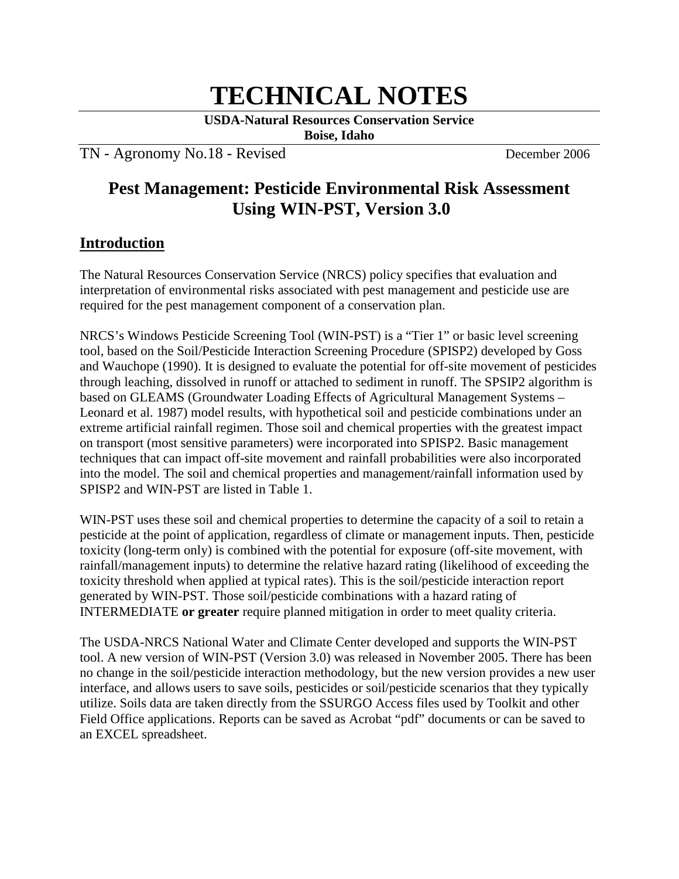# TECHNICAL NOTES

**USDA-Natural Resources Conservation Service**
**Boise, Idaho**

TN - Agronomy No.18 - Revised December 2006

## Pest Management: Pesticide Environmental Risk Assessment Using WIN-PST, Version 3.0

### Introduction

The Natural Resources Conservation Service (NRCS) policy specifies that evaluation and interpretation of environmental risks associated with pest management and pesticide use are required for the pest management component of a conservation plan.

NRCS's Windows Pesticide Screening Tool (WIN-PST) is a "Tier 1" or basic level screening tool, based on the Soil/Pesticide Interaction Screening Procedure (SPISP2) developed by Goss and Wauchope (1990). It is designed to evaluate the potential for off-site movement of pesticides through leaching, dissolved in runoff or attached to sediment in runoff. The SPSIP2 algorithm is based on GLEAMS (Groundwater Loading Effects of Agricultural Management Systems – Leonard et al. 1987) model results, with hypothetical soil and pesticide combinations under an extreme artificial rainfall regimen. Those soil and chemical properties with the greatest impact on transport (most sensitive parameters) were incorporated into SPISP2. Basic management techniques that can impact off-site movement and rainfall probabilities were also incorporated into the model. The soil and chemical properties and management/rainfall information used by SPISP2 and WIN-PST are listed in Table 1.

WIN-PST uses these soil and chemical properties to determine the capacity of a soil to retain a pesticide at the point of application, regardless of climate or management inputs. Then, pesticide toxicity (long-term only) is combined with the potential for exposure (off-site movement, with rainfall/management inputs) to determine the relative hazard rating (likelihood of exceeding the toxicity threshold when applied at typical rates). This is the soil/pesticide interaction report generated by WIN-PST. Those soil/pesticide combinations with a hazard rating of INTERMEDIATE **or greater** require planned mitigation in order to meet quality criteria.

The USDA-NRCS National Water and Climate Center developed and supports the WIN-PST tool. A new version of WIN-PST (Version 3.0) was released in November 2005. There has been no change in the soil/pesticide interaction methodology, but the new version provides a new user interface, and allows users to save soils, pesticides or soil/pesticide scenarios that they typically utilize. Soils data are taken directly from the SSURGO Access files used by Toolkit and other Field Office applications. Reports can be saved as Acrobat "pdf" documents or can be saved to an EXCEL spreadsheet.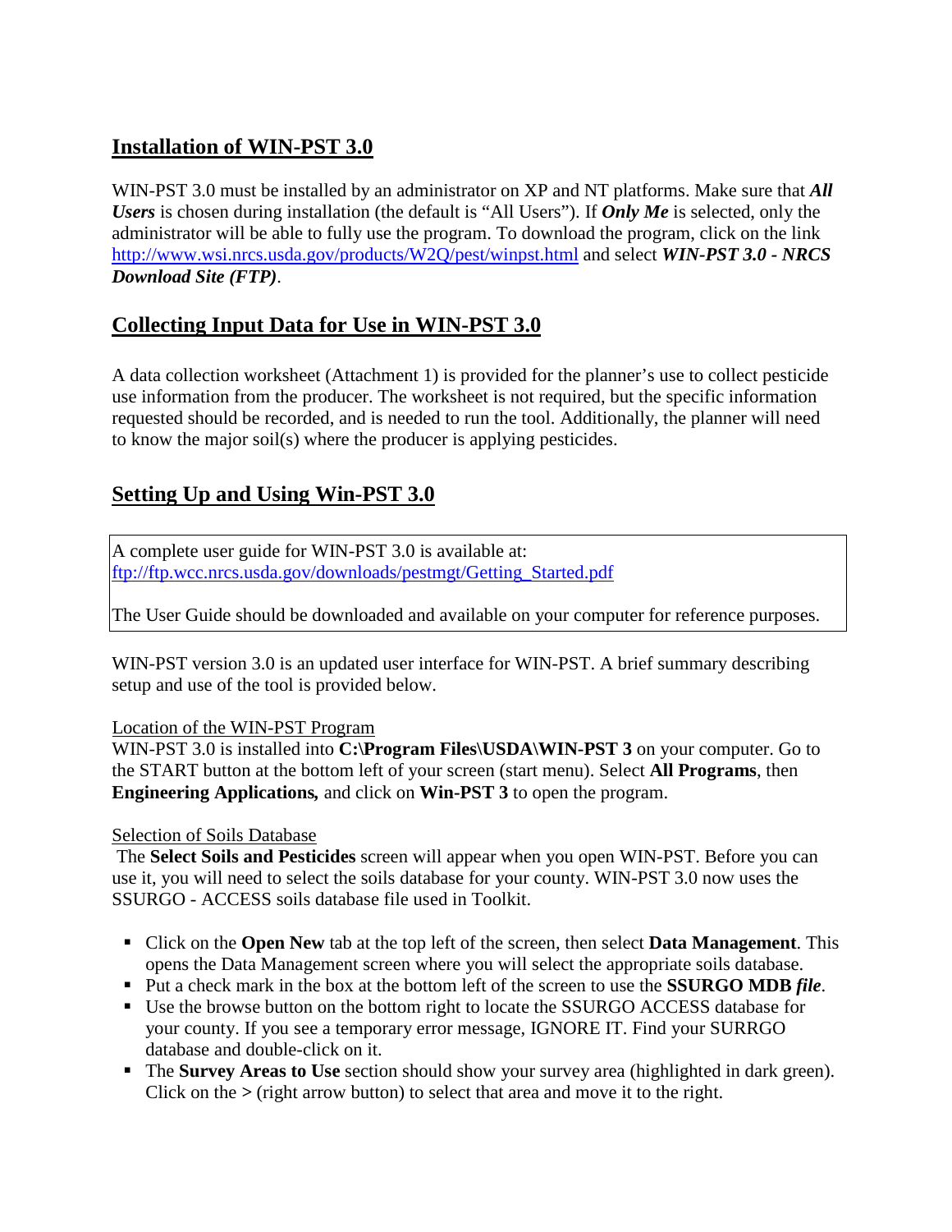## Installation of WIN-PST 3.0

WIN-PST 3.0 must be installed by an administrator on XP and NT platforms. Make sure that ***All Users*** is chosen during installation (the default is "All Users"). If ***Only Me*** is selected, only the administrator will be able to fully use the program. To download the program, click on the link http://www.wsi.nrcs.usda.gov/products/W2Q/pest/winpst.html and select ***WIN-PST 3.0 - NRCS Download Site (FTP)***.

## Collecting Input Data for Use in WIN-PST 3.0

A data collection worksheet (Attachment 1) is provided for the planner's use to collect pesticide use information from the producer. The worksheet is not required, but the specific information requested should be recorded, and is needed to run the tool. Additionally, the planner will need to know the major soil(s) where the producer is applying pesticides.

## Setting Up and Using Win-PST 3.0

A complete user guide for WIN-PST 3.0 is available at:
ftp://ftp.wcc.nrcs.usda.gov/downloads/pestmgt/Getting_Started.pdf

The User Guide should be downloaded and available on your computer for reference purposes.

WIN-PST version 3.0 is an updated user interface for WIN-PST. A brief summary describing setup and use of the tool is provided below.

### Location of the WIN-PST Program

WIN-PST 3.0 is installed into **C:\Program Files\USDA\WIN-PST 3** on your computer. Go to the START button at the bottom left of your screen (start menu). Select **All Programs**, then **Engineering Applications,** and click on **Win-PST 3** to open the program.

### Selection of Soils Database

The **Select Soils and Pesticides** screen will appear when you open WIN-PST. Before you can use it, you will need to select the soils database for your county. WIN-PST 3.0 now uses the SSURGO - ACCESS soils database file used in Toolkit.

- Click on the **Open New** tab at the top left of the screen, then select **Data Management**. This opens the Data Management screen where you will select the appropriate soils database.
- Put a check mark in the box at the bottom left of the screen to use the **SSURGO MDB** ***file***.
- Use the browse button on the bottom right to locate the SSURGO ACCESS database for your county. If you see a temporary error message, IGNORE IT. Find your SURRGO database and double-click on it.
- The **Survey Areas to Use** section should show your survey area (highlighted in dark green). Click on the **>** (right arrow button) to select that area and move it to the right.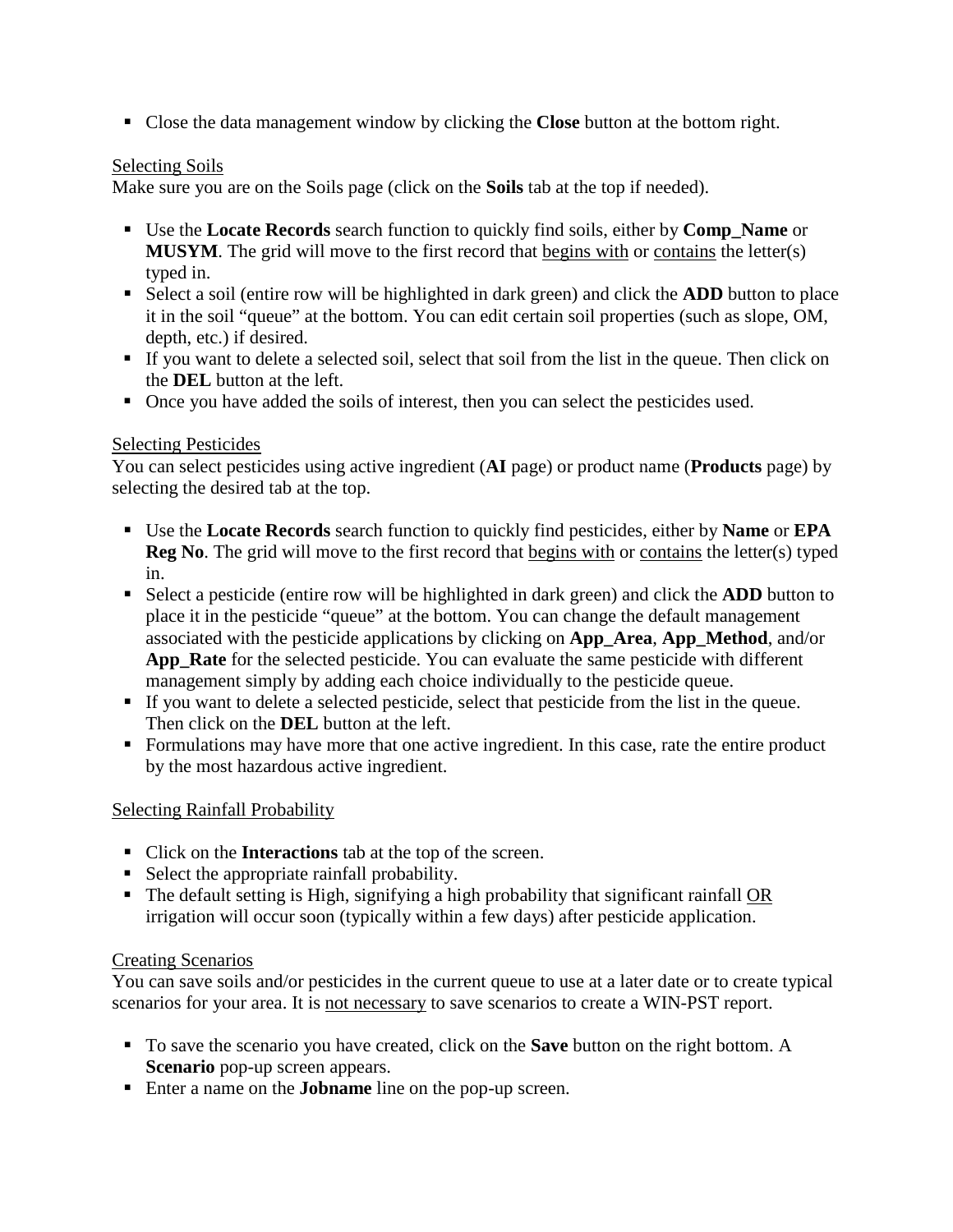- Close the data management window by clicking the **Close** button at the bottom right.

Selecting Soils

Make sure you are on the Soils page (click on the **Soils** tab at the top if needed).

- Use the **Locate Records** search function to quickly find soils, either by **Comp_Name** or **MUSYM**. The grid will move to the first record that begins with or contains the letter(s) typed in.
- Select a soil (entire row will be highlighted in dark green) and click the **ADD** button to place it in the soil "queue" at the bottom. You can edit certain soil properties (such as slope, OM, depth, etc.) if desired.
- If you want to delete a selected soil, select that soil from the list in the queue. Then click on the **DEL** button at the left.
- Once you have added the soils of interest, then you can select the pesticides used.

Selecting Pesticides

You can select pesticides using active ingredient (**AI** page) or product name (**Products** page) by selecting the desired tab at the top.

- Use the **Locate Records** search function to quickly find pesticides, either by **Name** or **EPA Reg No**. The grid will move to the first record that begins with or contains the letter(s) typed in.
- Select a pesticide (entire row will be highlighted in dark green) and click the **ADD** button to place it in the pesticide "queue" at the bottom. You can change the default management associated with the pesticide applications by clicking on **App_Area**, **App_Method**, and/or **App_Rate** for the selected pesticide. You can evaluate the same pesticide with different management simply by adding each choice individually to the pesticide queue.
- If you want to delete a selected pesticide, select that pesticide from the list in the queue. Then click on the **DEL** button at the left.
- Formulations may have more that one active ingredient. In this case, rate the entire product by the most hazardous active ingredient.

Selecting Rainfall Probability

- Click on the **Interactions** tab at the top of the screen.
- Select the appropriate rainfall probability.
- The default setting is High, signifying a high probability that significant rainfall OR irrigation will occur soon (typically within a few days) after pesticide application.

Creating Scenarios

You can save soils and/or pesticides in the current queue to use at a later date or to create typical scenarios for your area. It is not necessary to save scenarios to create a WIN-PST report.

- To save the scenario you have created, click on the **Save** button on the right bottom. A **Scenario** pop-up screen appears.
- Enter a name on the **Jobname** line on the pop-up screen.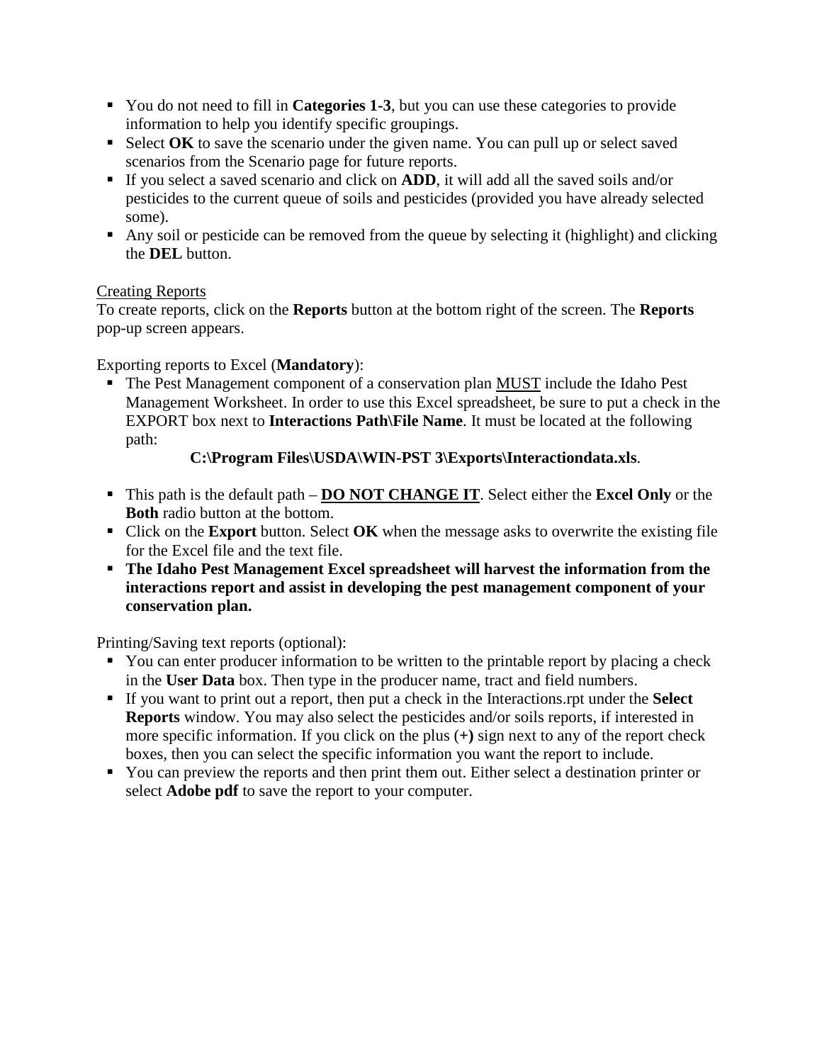- You do not need to fill in **Categories 1-3**, but you can use these categories to provide information to help you identify specific groupings.
- Select **OK** to save the scenario under the given name. You can pull up or select saved scenarios from the Scenario page for future reports.
- If you select a saved scenario and click on **ADD**, it will add all the saved soils and/or pesticides to the current queue of soils and pesticides (provided you have already selected some).
- Any soil or pesticide can be removed from the queue by selecting it (highlight) and clicking the **DEL** button.

<u>Creating Reports</u>

To create reports, click on the **Reports** button at the bottom right of the screen. The **Reports** pop-up screen appears.

Exporting reports to Excel (**Mandatory**):

- The Pest Management component of a conservation plan <u>MUST</u> include the Idaho Pest Management Worksheet. In order to use this Excel spreadsheet, be sure to put a check in the EXPORT box next to **Interactions Path\File Name**. It must be located at the following path:

  **C:\Program Files\USDA\WIN-PST 3\Exports\Interactiondata.xls**.

- This path is the default path – **<u>DO NOT CHANGE IT</u>**. Select either the **Excel Only** or the **Both** radio button at the bottom.
- Click on the **Export** button. Select **OK** when the message asks to overwrite the existing file for the Excel file and the text file.
- **The Idaho Pest Management Excel spreadsheet will harvest the information from the interactions report and assist in developing the pest management component of your conservation plan.**

Printing/Saving text reports (optional):

- You can enter producer information to be written to the printable report by placing a check in the **User Data** box. Then type in the producer name, tract and field numbers.
- If you want to print out a report, then put a check in the Interactions.rpt under the **Select Reports** window. You may also select the pesticides and/or soils reports, if interested in more specific information. If you click on the plus (**+)** sign next to any of the report check boxes, then you can select the specific information you want the report to include.
- You can preview the reports and then print them out. Either select a destination printer or select **Adobe pdf** to save the report to your computer.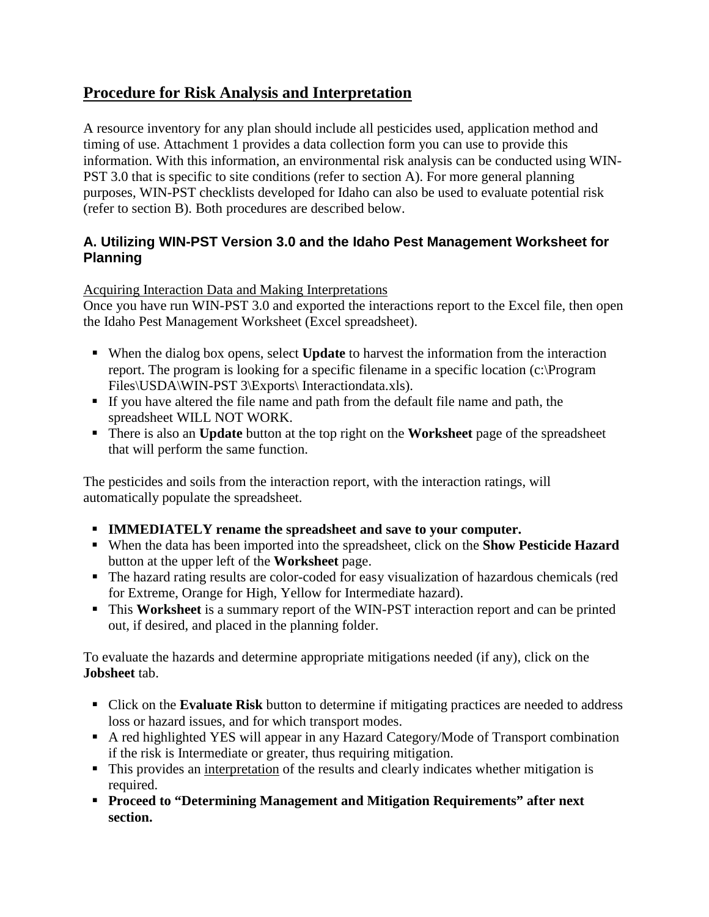## Procedure for Risk Analysis and Interpretation

A resource inventory for any plan should include all pesticides used, application method and timing of use. Attachment 1 provides a data collection form you can use to provide this information. With this information, an environmental risk analysis can be conducted using WIN-PST 3.0 that is specific to site conditions (refer to section A). For more general planning purposes, WIN-PST checklists developed for Idaho can also be used to evaluate potential risk (refer to section B). Both procedures are described below.

### A. Utilizing WIN-PST Version 3.0 and the Idaho Pest Management Worksheet for Planning

Acquiring Interaction Data and Making Interpretations

Once you have run WIN-PST 3.0 and exported the interactions report to the Excel file, then open the Idaho Pest Management Worksheet (Excel spreadsheet).

- When the dialog box opens, select **Update** to harvest the information from the interaction report. The program is looking for a specific filename in a specific location (c:\Program Files\USDA\WIN-PST 3\Exports\ Interactiondata.xls).
- If you have altered the file name and path from the default file name and path, the spreadsheet WILL NOT WORK.
- There is also an **Update** button at the top right on the **Worksheet** page of the spreadsheet that will perform the same function.

The pesticides and soils from the interaction report, with the interaction ratings, will automatically populate the spreadsheet.

- **IMMEDIATELY rename the spreadsheet and save to your computer.**
- When the data has been imported into the spreadsheet, click on the **Show Pesticide Hazard** button at the upper left of the **Worksheet** page.
- The hazard rating results are color-coded for easy visualization of hazardous chemicals (red for Extreme, Orange for High, Yellow for Intermediate hazard).
- This **Worksheet** is a summary report of the WIN-PST interaction report and can be printed out, if desired, and placed in the planning folder.

To evaluate the hazards and determine appropriate mitigations needed (if any), click on the **Jobsheet** tab.

- Click on the **Evaluate Risk** button to determine if mitigating practices are needed to address loss or hazard issues, and for which transport modes.
- A red highlighted YES will appear in any Hazard Category/Mode of Transport combination if the risk is Intermediate or greater, thus requiring mitigation.
- This provides an interpretation of the results and clearly indicates whether mitigation is required.
- **Proceed to "Determining Management and Mitigation Requirements" after next section.**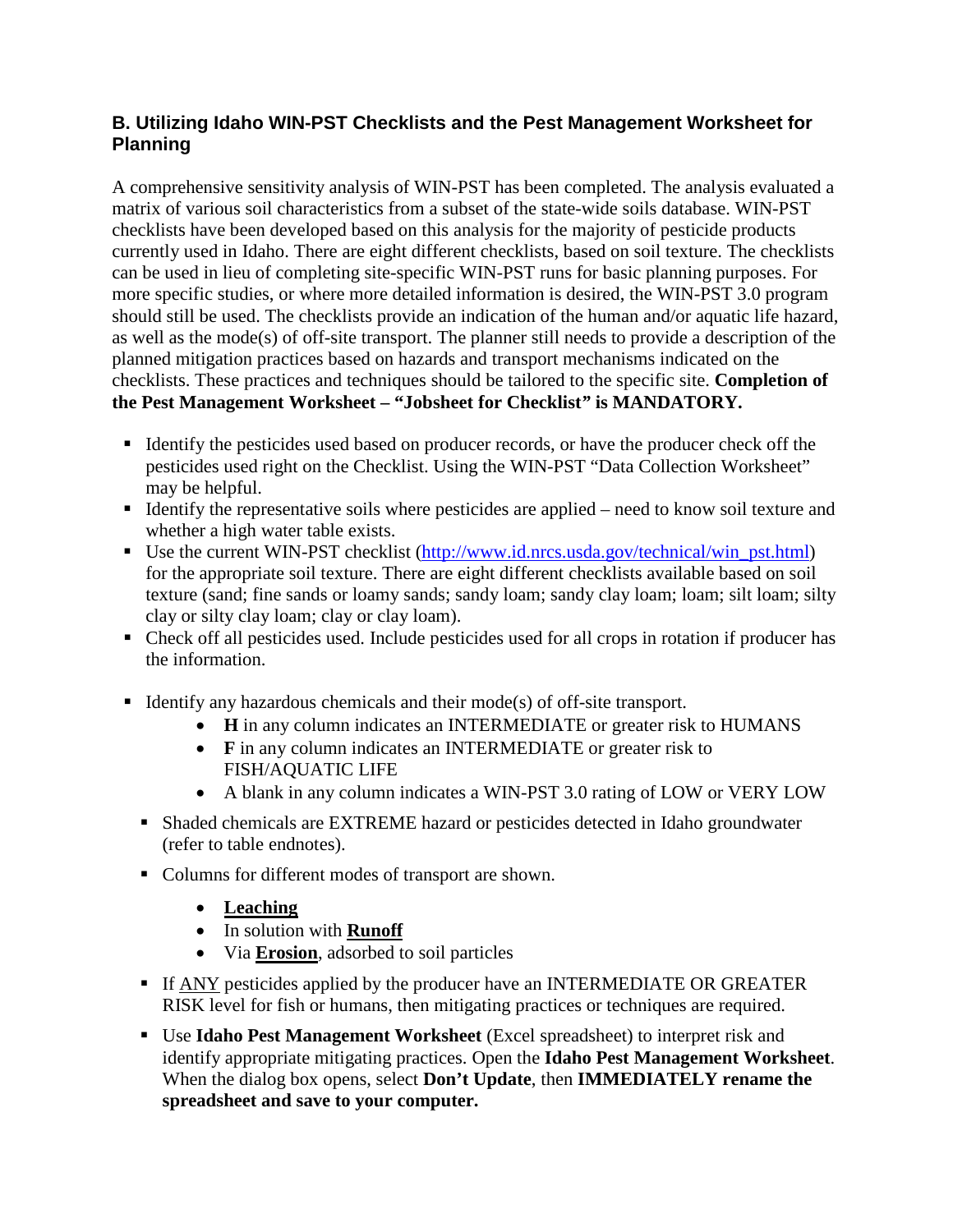### B. Utilizing Idaho WIN-PST Checklists and the Pest Management Worksheet for Planning

A comprehensive sensitivity analysis of WIN-PST has been completed. The analysis evaluated a matrix of various soil characteristics from a subset of the state-wide soils database. WIN-PST checklists have been developed based on this analysis for the majority of pesticide products currently used in Idaho. There are eight different checklists, based on soil texture. The checklists can be used in lieu of completing site-specific WIN-PST runs for basic planning purposes. For more specific studies, or where more detailed information is desired, the WIN-PST 3.0 program should still be used. The checklists provide an indication of the human and/or aquatic life hazard, as well as the mode(s) of off-site transport. The planner still needs to provide a description of the planned mitigation practices based on hazards and transport mechanisms indicated on the checklists. These practices and techniques should be tailored to the specific site. **Completion of the Pest Management Worksheet – "Jobsheet for Checklist" is MANDATORY.**

- Identify the pesticides used based on producer records, or have the producer check off the pesticides used right on the Checklist. Using the WIN-PST "Data Collection Worksheet" may be helpful.
- Identify the representative soils where pesticides are applied – need to know soil texture and whether a high water table exists.
- Use the current WIN-PST checklist (http://www.id.nrcs.usda.gov/technical/win_pst.html) for the appropriate soil texture. There are eight different checklists available based on soil texture (sand; fine sands or loamy sands; sandy loam; sandy clay loam; loam; silt loam; silty clay or silty clay loam; clay or clay loam).
- Check off all pesticides used. Include pesticides used for all crops in rotation if producer has the information.
- Identify any hazardous chemicals and their mode(s) of off-site transport.
  - **H** in any column indicates an INTERMEDIATE or greater risk to HUMANS
  - **F** in any column indicates an INTERMEDIATE or greater risk to FISH/AQUATIC LIFE
  - A blank in any column indicates a WIN-PST 3.0 rating of LOW or VERY LOW
- Shaded chemicals are EXTREME hazard or pesticides detected in Idaho groundwater (refer to table endnotes).
- Columns for different modes of transport are shown.
  - **Leaching**
  - In solution with **Runoff**
  - Via **Erosion**, adsorbed to soil particles
- If ANY pesticides applied by the producer have an INTERMEDIATE OR GREATER RISK level for fish or humans, then mitigating practices or techniques are required.
- Use **Idaho Pest Management Worksheet** (Excel spreadsheet) to interpret risk and identify appropriate mitigating practices. Open the **Idaho Pest Management Worksheet**. When the dialog box opens, select **Don't Update**, then **IMMEDIATELY rename the spreadsheet and save to your computer.**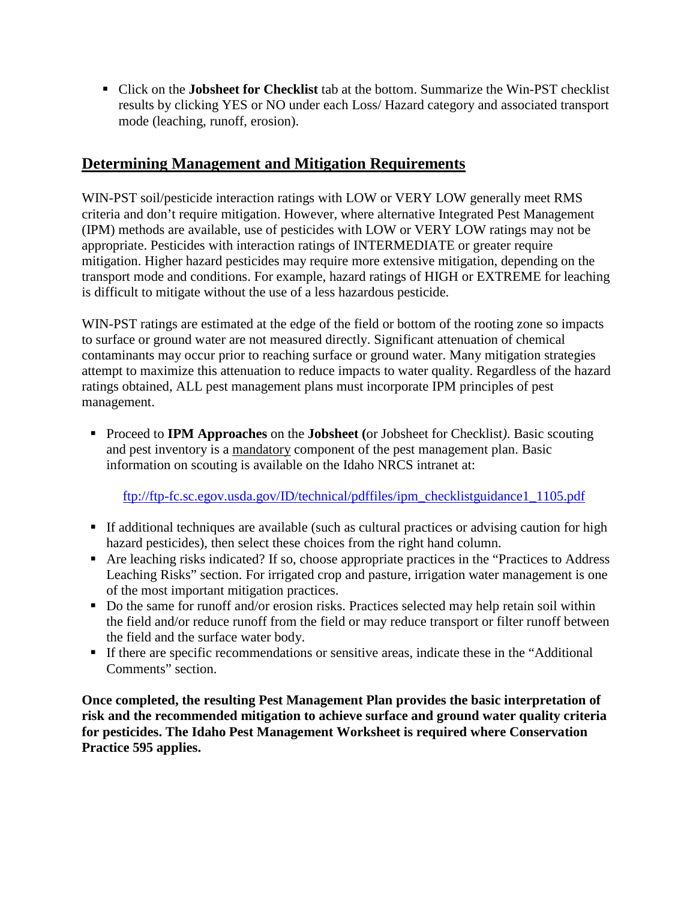- Click on the **Jobsheet for Checklist** tab at the bottom. Summarize the Win-PST checklist results by clicking YES or NO under each Loss/ Hazard category and associated transport mode (leaching, runoff, erosion).

## Determining Management and Mitigation Requirements

WIN-PST soil/pesticide interaction ratings with LOW or VERY LOW generally meet RMS criteria and don't require mitigation. However, where alternative Integrated Pest Management (IPM) methods are available, use of pesticides with LOW or VERY LOW ratings may not be appropriate. Pesticides with interaction ratings of INTERMEDIATE or greater require mitigation. Higher hazard pesticides may require more extensive mitigation, depending on the transport mode and conditions. For example, hazard ratings of HIGH or EXTREME for leaching is difficult to mitigate without the use of a less hazardous pesticide.

WIN-PST ratings are estimated at the edge of the field or bottom of the rooting zone so impacts to surface or ground water are not measured directly. Significant attenuation of chemical contaminants may occur prior to reaching surface or ground water. Many mitigation strategies attempt to maximize this attenuation to reduce impacts to water quality. Regardless of the hazard ratings obtained, ALL pest management plans must incorporate IPM principles of pest management.

- Proceed to **IPM Approaches** on the **Jobsheet (**or Jobsheet for Checklist*)*. Basic scouting and pest inventory is a mandatory component of the pest management plan. Basic information on scouting is available on the Idaho NRCS intranet at:

  ftp://ftp-fc.sc.egov.usda.gov/ID/technical/pdffiles/ipm_checklistguidance1_1105.pdf

- If additional techniques are available (such as cultural practices or advising caution for high hazard pesticides), then select these choices from the right hand column.
- Are leaching risks indicated? If so, choose appropriate practices in the "Practices to Address Leaching Risks" section. For irrigated crop and pasture, irrigation water management is one of the most important mitigation practices.
- Do the same for runoff and/or erosion risks. Practices selected may help retain soil within the field and/or reduce runoff from the field or may reduce transport or filter runoff between the field and the surface water body.
- If there are specific recommendations or sensitive areas, indicate these in the "Additional Comments" section.

**Once completed, the resulting Pest Management Plan provides the basic interpretation of risk and the recommended mitigation to achieve surface and ground water quality criteria for pesticides. The Idaho Pest Management Worksheet is required where Conservation Practice 595 applies.**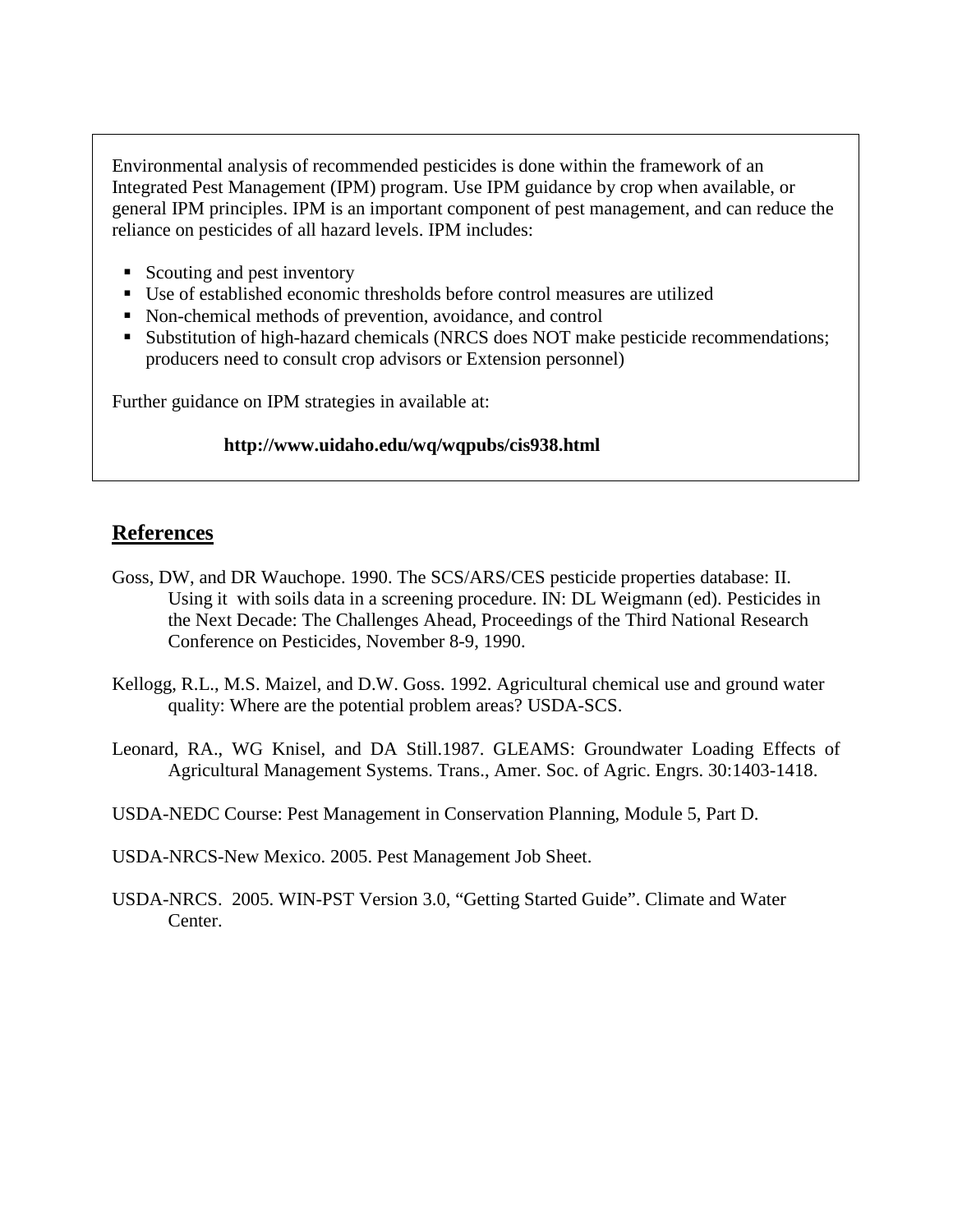Environmental analysis of recommended pesticides is done within the framework of an Integrated Pest Management (IPM) program. Use IPM guidance by crop when available, or general IPM principles. IPM is an important component of pest management, and can reduce the reliance on pesticides of all hazard levels. IPM includes:

- Scouting and pest inventory
- Use of established economic thresholds before control measures are utilized
- Non-chemical methods of prevention, avoidance, and control
- Substitution of high-hazard chemicals (NRCS does NOT make pesticide recommendations; producers need to consult crop advisors or Extension personnel)

Further guidance on IPM strategies in available at:

**http://www.uidaho.edu/wq/wqpubs/cis938.html**

## References

Goss, DW, and DR Wauchope. 1990. The SCS/ARS/CES pesticide properties database: II. Using it with soils data in a screening procedure. IN: DL Weigmann (ed). Pesticides in the Next Decade: The Challenges Ahead, Proceedings of the Third National Research Conference on Pesticides, November 8-9, 1990.

Kellogg, R.L., M.S. Maizel, and D.W. Goss. 1992. Agricultural chemical use and ground water quality: Where are the potential problem areas? USDA-SCS.

Leonard, RA., WG Knisel, and DA Still.1987. GLEAMS: Groundwater Loading Effects of Agricultural Management Systems. Trans., Amer. Soc. of Agric. Engrs. 30:1403-1418.

USDA-NEDC Course: Pest Management in Conservation Planning, Module 5, Part D.

USDA-NRCS-New Mexico. 2005. Pest Management Job Sheet.

USDA-NRCS. 2005. WIN-PST Version 3.0, "Getting Started Guide". Climate and Water Center.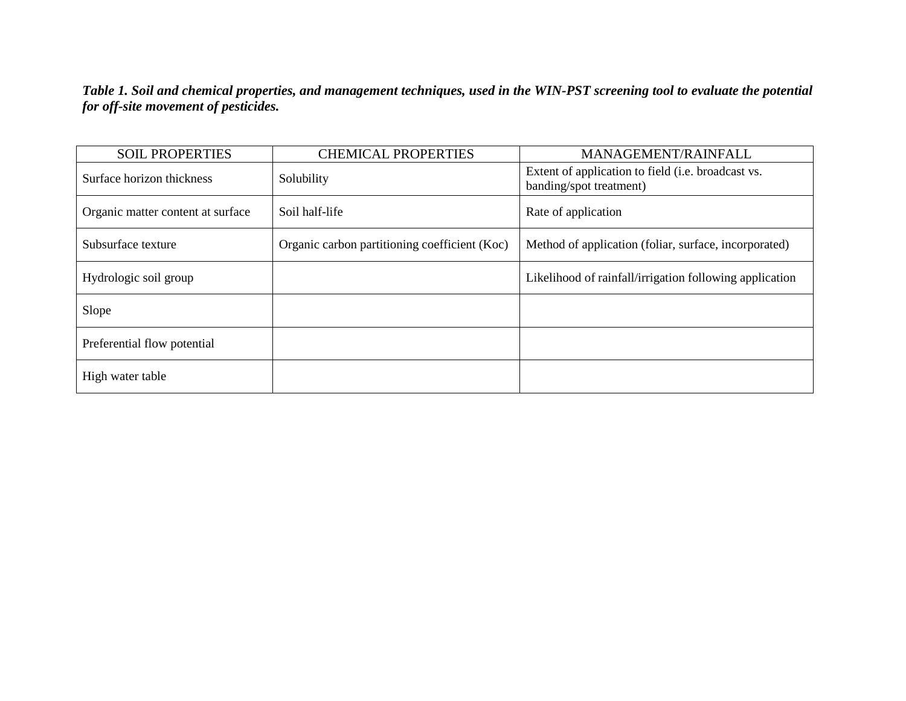***Table 1. Soil and chemical properties, and management techniques, used in the WIN-PST screening tool to evaluate the potential for off-site movement of pesticides.***

| SOIL PROPERTIES | CHEMICAL PROPERTIES | MANAGEMENT/RAINFALL |
|---|---|---|
| Surface horizon thickness | Solubility | Extent of application to field (i.e. broadcast vs. banding/spot treatment) |
| Organic matter content at surface | Soil half-life | Rate of application |
| Subsurface texture | Organic carbon partitioning coefficient (Koc) | Method of application (foliar, surface, incorporated) |
| Hydrologic soil group | | Likelihood of rainfall/irrigation following application |
| Slope | | |
| Preferential flow potential | | |
| High water table | | |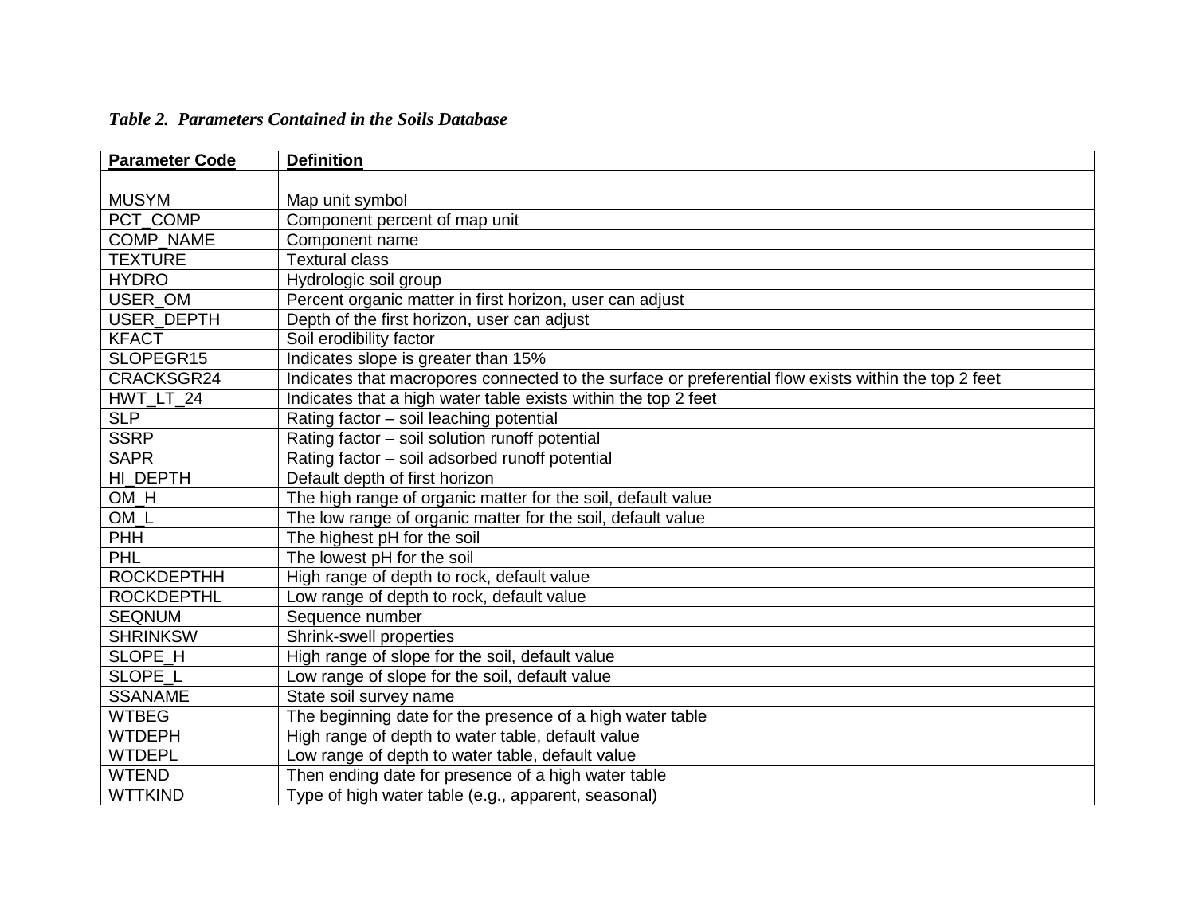*Table 2. Parameters Contained in the Soils Database*

| Parameter Code | Definition |
|---|---|
| | |
| MUSYM | Map unit symbol |
| PCT_COMP | Component percent of map unit |
| COMP_NAME | Component name |
| TEXTURE | Textural class |
| HYDRO | Hydrologic soil group |
| USER_OM | Percent organic matter in first horizon, user can adjust |
| USER_DEPTH | Depth of the first horizon, user can adjust |
| KFACT | Soil erodibility factor |
| SLOPEGR15 | Indicates slope is greater than 15% |
| CRACKSGR24 | Indicates that macropores connected to the surface or preferential flow exists within the top 2 feet |
| HWT_LT_24 | Indicates that a high water table exists within the top 2 feet |
| SLP | Rating factor – soil leaching potential |
| SSRP | Rating factor – soil solution runoff potential |
| SAPR | Rating factor – soil adsorbed runoff potential |
| HI_DEPTH | Default depth of first horizon |
| OM_H | The high range of organic matter for the soil, default value |
| OM_L | The low range of organic matter for the soil, default value |
| PHH | The highest pH for the soil |
| PHL | The lowest pH for the soil |
| ROCKDEPTHH | High range of depth to rock, default value |
| ROCKDEPTHL | Low range of depth to rock, default value |
| SEQNUM | Sequence number |
| SHRINKSW | Shrink-swell properties |
| SLOPE_H | High range of slope for the soil, default value |
| SLOPE_L | Low range of slope for the soil, default value |
| SSANAME | State soil survey name |
| WTBEG | The beginning date for the presence of a high water table |
| WTDEPH | High range of depth to water table, default value |
| WTDEPL | Low range of depth to water table, default value |
| WTEND | Then ending date for presence of a high water table |
| WTTKIND | Type of high water table (e.g., apparent, seasonal) |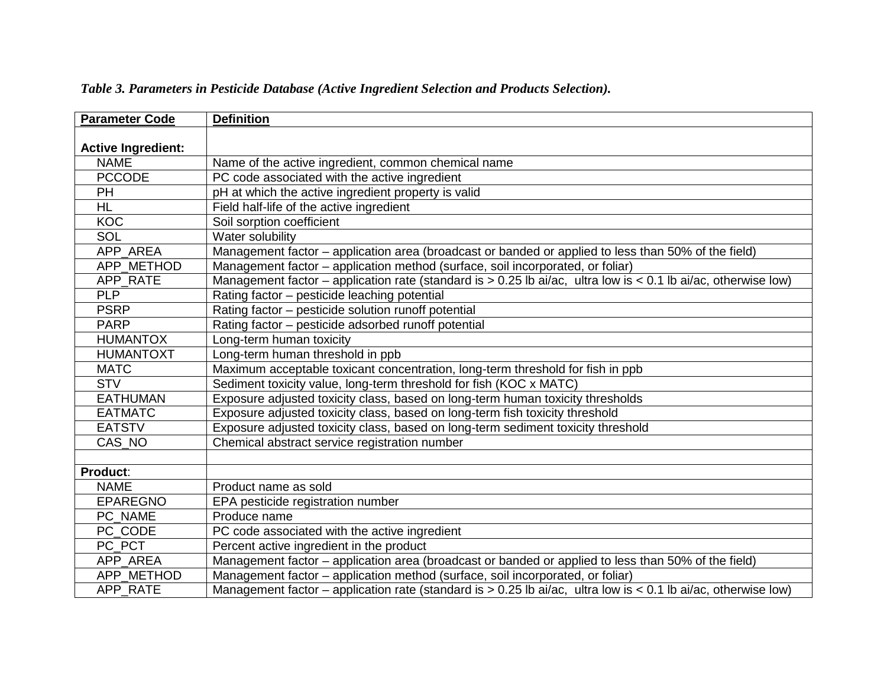*Table 3. Parameters in Pesticide Database (Active Ingredient Selection and Products Selection).*

| Parameter Code | Definition |
|---|---|
| **Active Ingredient:** | |
| NAME | Name of the active ingredient, common chemical name |
| PCCODE | PC code associated with the active ingredient |
| PH | pH at which the active ingredient property is valid |
| HL | Field half-life of the active ingredient |
| KOC | Soil sorption coefficient |
| SOL | Water solubility |
| APP_AREA | Management factor – application area (broadcast or banded or applied to less than 50% of the field) |
| APP_METHOD | Management factor – application method (surface, soil incorporated, or foliar) |
| APP_RATE | Management factor – application rate (standard is > 0.25 lb ai/ac, ultra low is < 0.1 lb ai/ac, otherwise low) |
| PLP | Rating factor – pesticide leaching potential |
| PSRP | Rating factor – pesticide solution runoff potential |
| PARP | Rating factor – pesticide adsorbed runoff potential |
| HUMANTOX | Long-term human toxicity |
| HUMANTOXT | Long-term human threshold in ppb |
| MATC | Maximum acceptable toxicant concentration, long-term threshold for fish in ppb |
| STV | Sediment toxicity value, long-term threshold for fish (KOC x MATC) |
| EATHUMAN | Exposure adjusted toxicity class, based on long-term human toxicity thresholds |
| EATMATC | Exposure adjusted toxicity class, based on long-term fish toxicity threshold |
| EATSTV | Exposure adjusted toxicity class, based on long-term sediment toxicity threshold |
| CAS_NO | Chemical abstract service registration number |
| | |
| **Product**: | |
| NAME | Product name as sold |
| EPAREGNO | EPA pesticide registration number |
| PC_NAME | Produce name |
| PC_CODE | PC code associated with the active ingredient |
| PC_PCT | Percent active ingredient in the product |
| APP_AREA | Management factor – application area (broadcast or banded or applied to less than 50% of the field) |
| APP_METHOD | Management factor – application method (surface, soil incorporated, or foliar) |
| APP_RATE | Management factor – application rate (standard is > 0.25 lb ai/ac, ultra low is < 0.1 lb ai/ac, otherwise low) |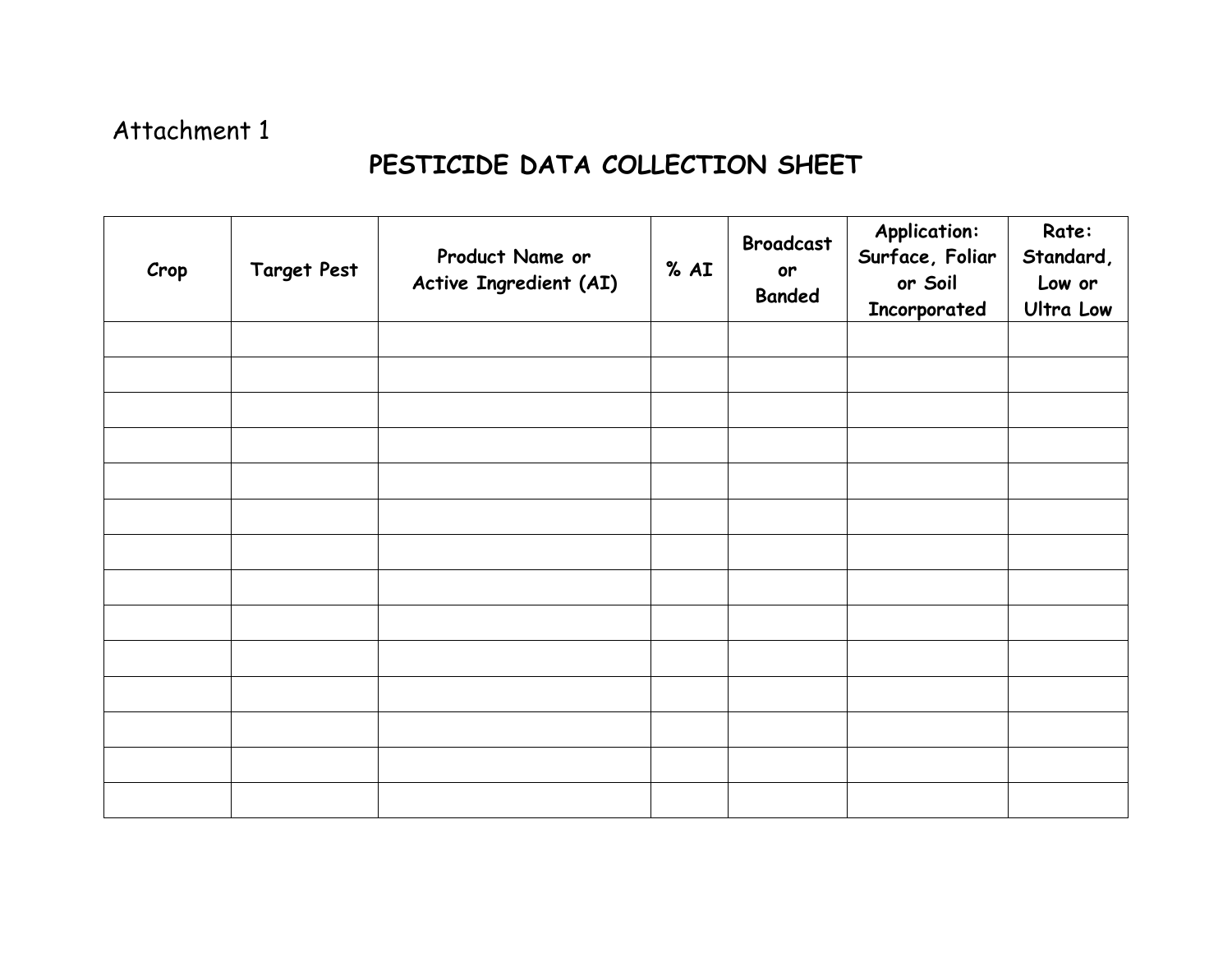Attachment 1

# PESTICIDE DATA COLLECTION SHEET

| Crop | Target Pest | Product Name or Active Ingredient (AI) | % AI | Broadcast or Banded | Application: Surface, Foliar or Soil Incorporated | Rate: Standard, Low or Ultra Low |
|---|---|---|---|---|---|---|
| | | | | | | |
| | | | | | | |
| | | | | | | |
| | | | | | | |
| | | | | | | |
| | | | | | | |
| | | | | | | |
| | | | | | | |
| | | | | | | |
| | | | | | | |
| | | | | | | |
| | | | | | | |
| | | | | | | |
| | | | | | | |